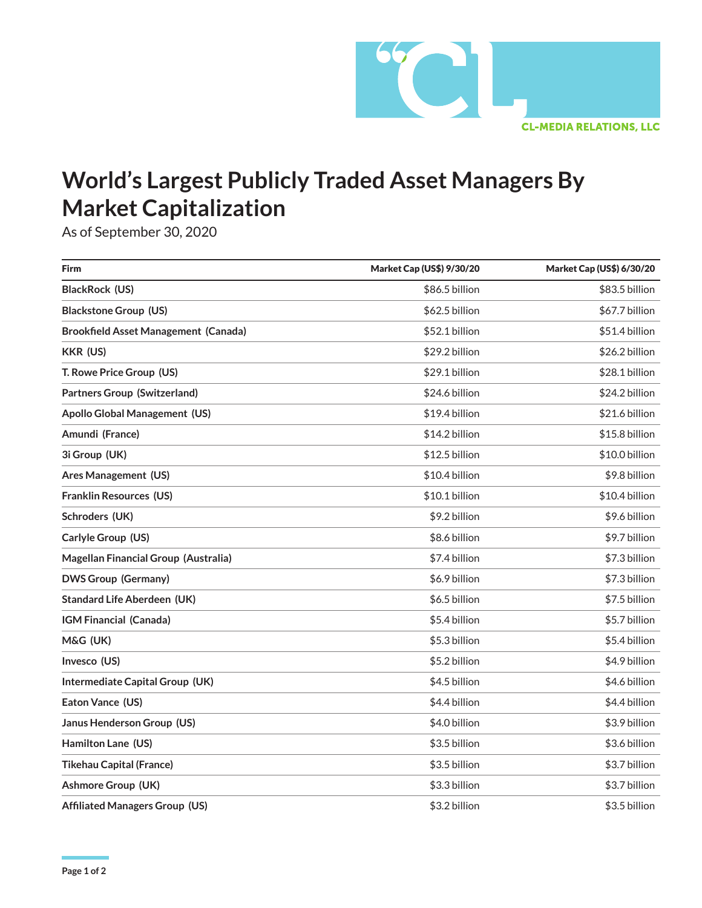CL-MEDIA RELATIONS, LLC

# World's Largest Publicly Traded Asset Managers By Market Capitalization

As of September 30, 2020

| Firm | Market Cap (US$) 9/30/20 | Market Cap (US$) 6/30/20 |
|---|---|---|
| **BlackRock (US)** | $86.5 billion | $83.5 billion |
| **Blackstone Group (US)** | $62.5 billion | $67.7 billion |
| **Brookfield Asset Management (Canada)** | $52.1 billion | $51.4 billion |
| **KKR (US)** | $29.2 billion | $26.2 billion |
| **T. Rowe Price Group (US)** | $29.1 billion | $28.1 billion |
| **Partners Group (Switzerland)** | $24.6 billion | $24.2 billion |
| **Apollo Global Management (US)** | $19.4 billion | $21.6 billion |
| **Amundi (France)** | $14.2 billion | $15.8 billion |
| **3i Group (UK)** | $12.5 billion | $10.0 billion |
| **Ares Management (US)** | $10.4 billion | $9.8 billion |
| **Franklin Resources (US)** | $10.1 billion | $10.4 billion |
| **Schroders (UK)** | $9.2 billion | $9.6 billion |
| **Carlyle Group (US)** | $8.6 billion | $9.7 billion |
| **Magellan Financial Group (Australia)** | $7.4 billion | $7.3 billion |
| **DWS Group (Germany)** | $6.9 billion | $7.3 billion |
| **Standard Life Aberdeen (UK)** | $6.5 billion | $7.5 billion |
| **IGM Financial (Canada)** | $5.4 billion | $5.7 billion |
| **M&G (UK)** | $5.3 billion | $5.4 billion |
| **Invesco (US)** | $5.2 billion | $4.9 billion |
| **Intermediate Capital Group (UK)** | $4.5 billion | $4.6 billion |
| **Eaton Vance (US)** | $4.4 billion | $4.4 billion |
| **Janus Henderson Group (US)** | $4.0 billion | $3.9 billion |
| **Hamilton Lane (US)** | $3.5 billion | $3.6 billion |
| **Tikehau Capital (France)** | $3.5 billion | $3.7 billion |
| **Ashmore Group (UK)** | $3.3 billion | $3.7 billion |
| **Affiliated Managers Group (US)** | $3.2 billion | $3.5 billion |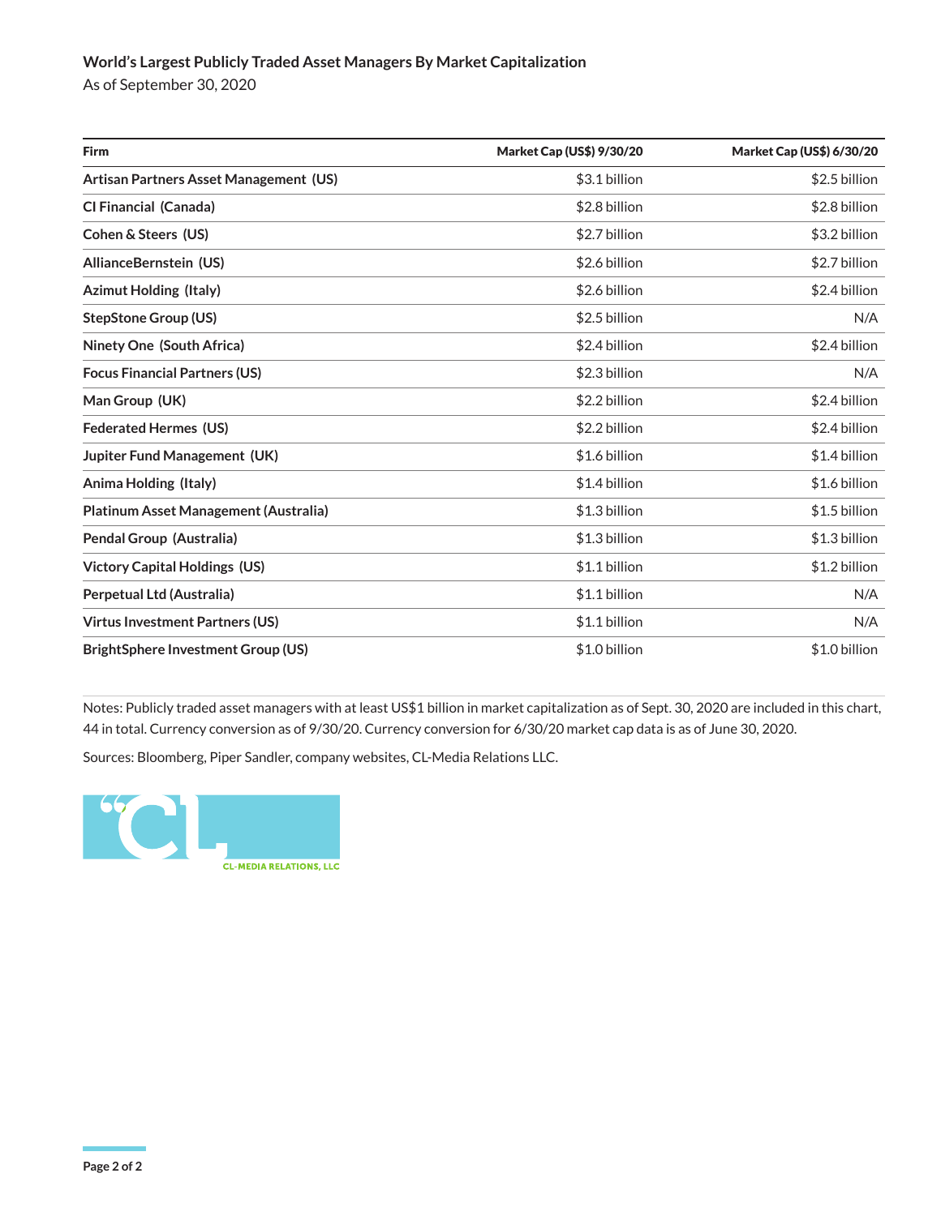**World's Largest Publicly Traded Asset Managers By Market Capitalization**

As of September 30, 2020

| Firm | Market Cap (US$) 9/30/20 | Market Cap (US$) 6/30/20 |
|---|---|---|
| **Artisan Partners Asset Management (US)** | $3.1 billion | $2.5 billion |
| **CI Financial (Canada)** | $2.8 billion | $2.8 billion |
| **Cohen & Steers (US)** | $2.7 billion | $3.2 billion |
| **AllianceBernstein (US)** | $2.6 billion | $2.7 billion |
| **Azimut Holding (Italy)** | $2.6 billion | $2.4 billion |
| **StepStone Group (US)** | $2.5 billion | N/A |
| **Ninety One (South Africa)** | $2.4 billion | $2.4 billion |
| **Focus Financial Partners (US)** | $2.3 billion | N/A |
| **Man Group (UK)** | $2.2 billion | $2.4 billion |
| **Federated Hermes (US)** | $2.2 billion | $2.4 billion |
| **Jupiter Fund Management (UK)** | $1.6 billion | $1.4 billion |
| **Anima Holding (Italy)** | $1.4 billion | $1.6 billion |
| **Platinum Asset Management (Australia)** | $1.3 billion | $1.5 billion |
| **Pendal Group (Australia)** | $1.3 billion | $1.3 billion |
| **Victory Capital Holdings (US)** | $1.1 billion | $1.2 billion |
| **Perpetual Ltd (Australia)** | $1.1 billion | N/A |
| **Virtus Investment Partners (US)** | $1.1 billion | N/A |
| **BrightSphere Investment Group (US)** | $1.0 billion | $1.0 billion |

Notes: Publicly traded asset managers with at least US$1 billion in market capitalization as of Sept. 30, 2020 are included in this chart, 44 in total. Currency conversion as of 9/30/20. Currency conversion for 6/30/20 market cap data is as of June 30, 2020.

Sources: Bloomberg, Piper Sandler, company websites, CL-Media Relations LLC.

CL-MEDIA RELATIONS, LLC